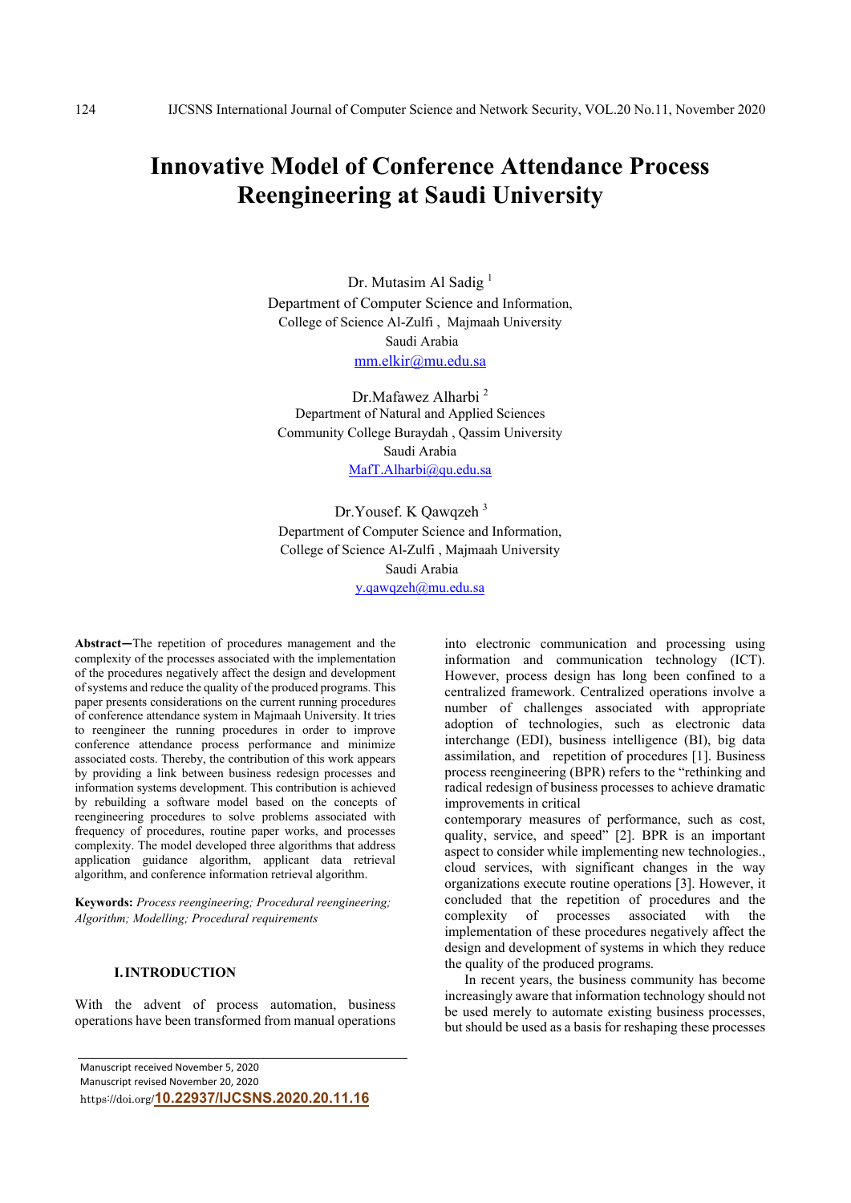# Innovative Model of Conference Attendance Process Reengineering at Saudi University

Dr. Mutasim Al Sadig [1]
Department of Computer Science and Information,
College of Science Al-Zulfi , Majmaah University
Saudi Arabia
mm.elkir@mu.edu.sa

Dr.Mafawez Alharbi [2]
Department of Natural and Applied Sciences
Community College Buraydah , Qassim University
Saudi Arabia
MafT.Alharbi@qu.edu.sa

Dr.Yousef. K Qawqzeh [3]
Department of Computer Science and Information,
College of Science Al-Zulfi , Majmaah University
Saudi Arabia
y.qawqzeh@mu.edu.sa

**Abstract—**The repetition of procedures management and the complexity of the processes associated with the implementation of the procedures negatively affect the design and development of systems and reduce the quality of the produced programs. This paper presents considerations on the current running procedures of conference attendance system in Majmaah University. It tries to reengineer the running procedures in order to improve conference attendance process performance and minimize associated costs. Thereby, the contribution of this work appears by providing a link between business redesign processes and information systems development. This contribution is achieved by rebuilding a software model based on the concepts of reengineering procedures to solve problems associated with frequency of procedures, routine paper works, and processes complexity. The model developed three algorithms that address application guidance algorithm, applicant data retrieval algorithm, and conference information retrieval algorithm.

**Keywords:** *Process reengineering; Procedural reengineering; Algorithm; Modelling; Procedural requirements*

## I. INTRODUCTION

With the advent of process automation, business operations have been transformed from manual operations into electronic communication and processing using information and communication technology (ICT). However, process design has long been confined to a centralized framework. Centralized operations involve a number of challenges associated with appropriate adoption of technologies, such as electronic data interchange (EDI), business intelligence (BI), big data assimilation, and repetition of procedures [1]. Business process reengineering (BPR) refers to the "rethinking and radical redesign of business processes to achieve dramatic improvements in critical contemporary measures of performance, such as cost, quality, service, and speed" [2]. BPR is an important aspect to consider while implementing new technologies., cloud services, with significant changes in the way organizations execute routine operations [3]. However, it concluded that the repetition of procedures and the complexity of processes associated with the implementation of these procedures negatively affect the design and development of systems in which they reduce the quality of the produced programs.

In recent years, the business community has become increasingly aware that information technology should not be used merely to automate existing business processes, but should be used as a basis for reshaping these processes

Manuscript received November 5, 2020
Manuscript revised November 20, 2020
https://doi.org/10.22937/IJCSNS.2020.20.11.16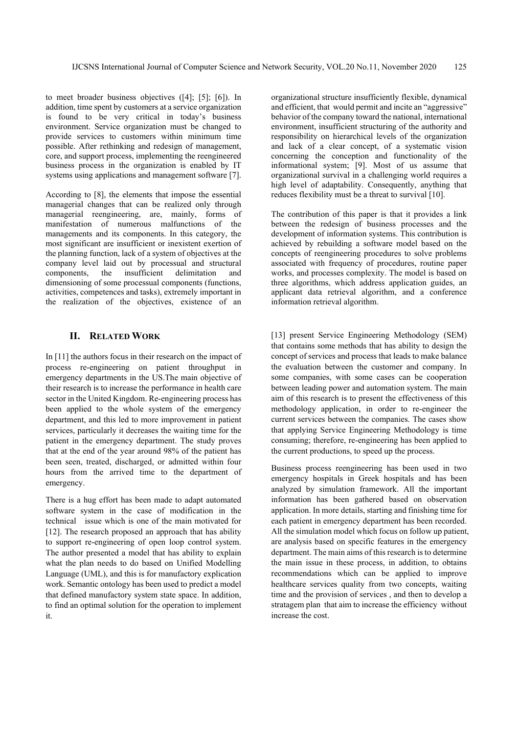to meet broader business objectives ([4]; [5]; [6]). In addition, time spent by customers at a service organization is found to be very critical in today's business environment. Service organization must be changed to provide services to customers within minimum time possible. After rethinking and redesign of management, core, and support process, implementing the reengineered business process in the organization is enabled by IT systems using applications and management software [7].

According to [8], the elements that impose the essential managerial changes that can be realized only through managerial reengineering, are, mainly, forms of manifestation of numerous malfunctions of the managements and its components. In this category, the most significant are insufficient or inexistent exertion of the planning function, lack of a system of objectives at the company level laid out by processual and structural components, the insufficient delimitation and dimensioning of some processual components (functions, activities, competences and tasks), extremely important in the realization of the objectives, existence of an organizational structure insufficiently flexible, dynamical and efficient, that would permit and incite an "aggressive" behavior of the company toward the national, international environment, insufficient structuring of the authority and responsibility on hierarchical levels of the organization and lack of a clear concept, of a systematic vision concerning the conception and functionality of the informational system; [9]. Most of us assume that organizational survival in a challenging world requires a high level of adaptability. Consequently, anything that reduces flexibility must be a threat to survival [10].

The contribution of this paper is that it provides a link between the redesign of business processes and the development of information systems. This contribution is achieved by rebuilding a software model based on the concepts of reengineering procedures to solve problems associated with frequency of procedures, routine paper works, and processes complexity. The model is based on three algorithms, which address application guides, an applicant data retrieval algorithm, and a conference information retrieval algorithm.

## II. Related Work

In [11] the authors focus in their research on the impact of process re-engineering on patient throughput in emergency departments in the US.The main objective of their research is to increase the performance in health care sector in the United Kingdom. Re-engineering process has been applied to the whole system of the emergency department, and this led to more improvement in patient services, particularly it decreases the waiting time for the patient in the emergency department. The study proves that at the end of the year around 98% of the patient has been seen, treated, discharged, or admitted within four hours from the arrived time to the department of emergency.

There is a hug effort has been made to adapt automated software system in the case of modification in the technical issue which is one of the main motivated for [12]. The research proposed an approach that has ability to support re-engineering of open loop control system. The author presented a model that has ability to explain what the plan needs to do based on Unified Modelling Language (UML), and this is for manufactory explication work. Semantic ontology has been used to predict a model that defined manufactory system state space. In addition, to find an optimal solution for the operation to implement it.

[13] present Service Engineering Methodology (SEM) that contains some methods that has ability to design the concept of services and process that leads to make balance the evaluation between the customer and company. In some companies, with some cases can be cooperation between leading power and automation system. The main aim of this research is to present the effectiveness of this methodology application, in order to re-engineer the current services between the companies. The cases show that applying Service Engineering Methodology is time consuming; therefore, re-engineering has been applied to the current productions, to speed up the process.

Business process reengineering has been used in two emergency hospitals in Greek hospitals and has been analyzed by simulation framework. All the important information has been gathered based on observation application. In more details, starting and finishing time for each patient in emergency department has been recorded. All the simulation model which focus on follow up patient, are analysis based on specific features in the emergency department. The main aims of this research is to determine the main issue in these process, in addition, to obtains recommendations which can be applied to improve healthcare services quality from two concepts, waiting time and the provision of services , and then to develop a stratagem plan that aim to increase the efficiency without increase the cost.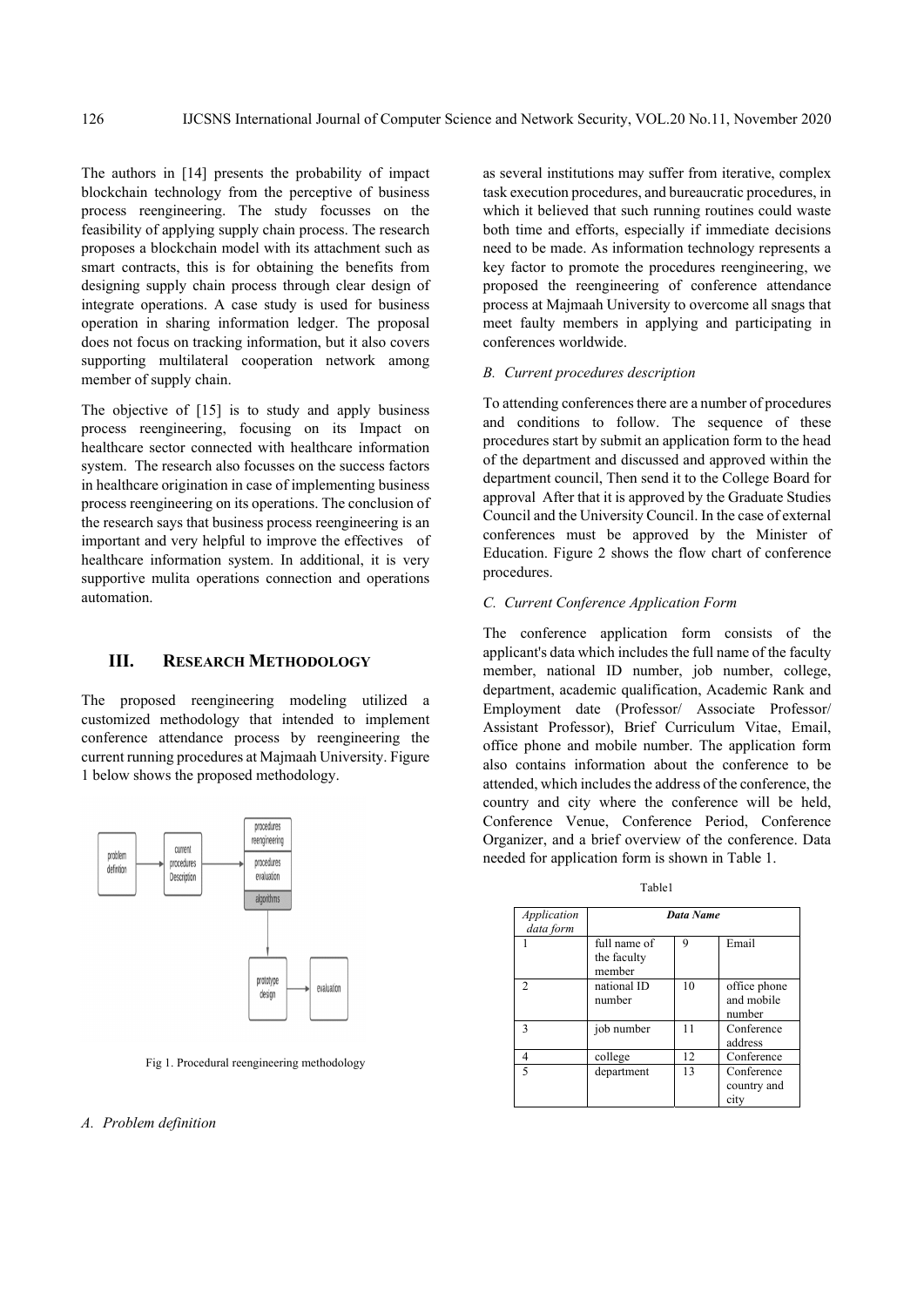The authors in [14] presents the probability of impact blockchain technology from the perceptive of business process reengineering. The study focusses on the feasibility of applying supply chain process. The research proposes a blockchain model with its attachment such as smart contracts, this is for obtaining the benefits from designing supply chain process through clear design of integrate operations. A case study is used for business operation in sharing information ledger. The proposal does not focus on tracking information, but it also covers supporting multilateral cooperation network among member of supply chain.

The objective of [15] is to study and apply business process reengineering, focusing on its Impact on healthcare sector connected with healthcare information system. The research also focusses on the success factors in healthcare origination in case of implementing business process reengineering on its operations. The conclusion of the research says that business process reengineering is an important and very helpful to improve the effectives of healthcare information system. In additional, it is very supportive mulita operations connection and operations automation.

## III. Research Methodology

The proposed reengineering modeling utilized a customized methodology that intended to implement conference attendance process by reengineering the current running procedures at Majmaah University. Figure 1 below shows the proposed methodology.

Fig 1. Procedural reengineering methodology

### *A. Problem definition*

as several institutions may suffer from iterative, complex task execution procedures, and bureaucratic procedures, in which it believed that such running routines could waste both time and efforts, especially if immediate decisions need to be made. As information technology represents a key factor to promote the procedures reengineering, we proposed the reengineering of conference attendance process at Majmaah University to overcome all snags that meet faulty members in applying and participating in conferences worldwide.

### *B. Current procedures description*

To attending conferences there are a number of procedures and conditions to follow. The sequence of these procedures start by submit an application form to the head of the department and discussed and approved within the department council, Then send it to the College Board for approval After that it is approved by the Graduate Studies Council and the University Council. In the case of external conferences must be approved by the Minister of Education. Figure 2 shows the flow chart of conference procedures.

### *C. Current Conference Application Form*

The conference application form consists of the applicant's data which includes the full name of the faculty member, national ID number, job number, college, department, academic qualification, Academic Rank and Employment date (Professor/ Associate Professor/ Assistant Professor), Brief Curriculum Vitae, Email, office phone and mobile number. The application form also contains information about the conference to be attended, which includes the address of the conference, the country and city where the conference will be held, Conference Venue, Conference Period, Conference Organizer, and a brief overview of the conference. Data needed for application form is shown in Table 1.

Table1

| *Application data form* | ***Data Name*** | | |
|---|---|---|---|
| 1 | full name of the faculty member | 9 | Email |
| 2 | national ID number | 10 | office phone and mobile number |
| 3 | job number | 11 | Conference address |
| 4 | college | 12 | Conference |
| 5 | department | 13 | Conference country and city |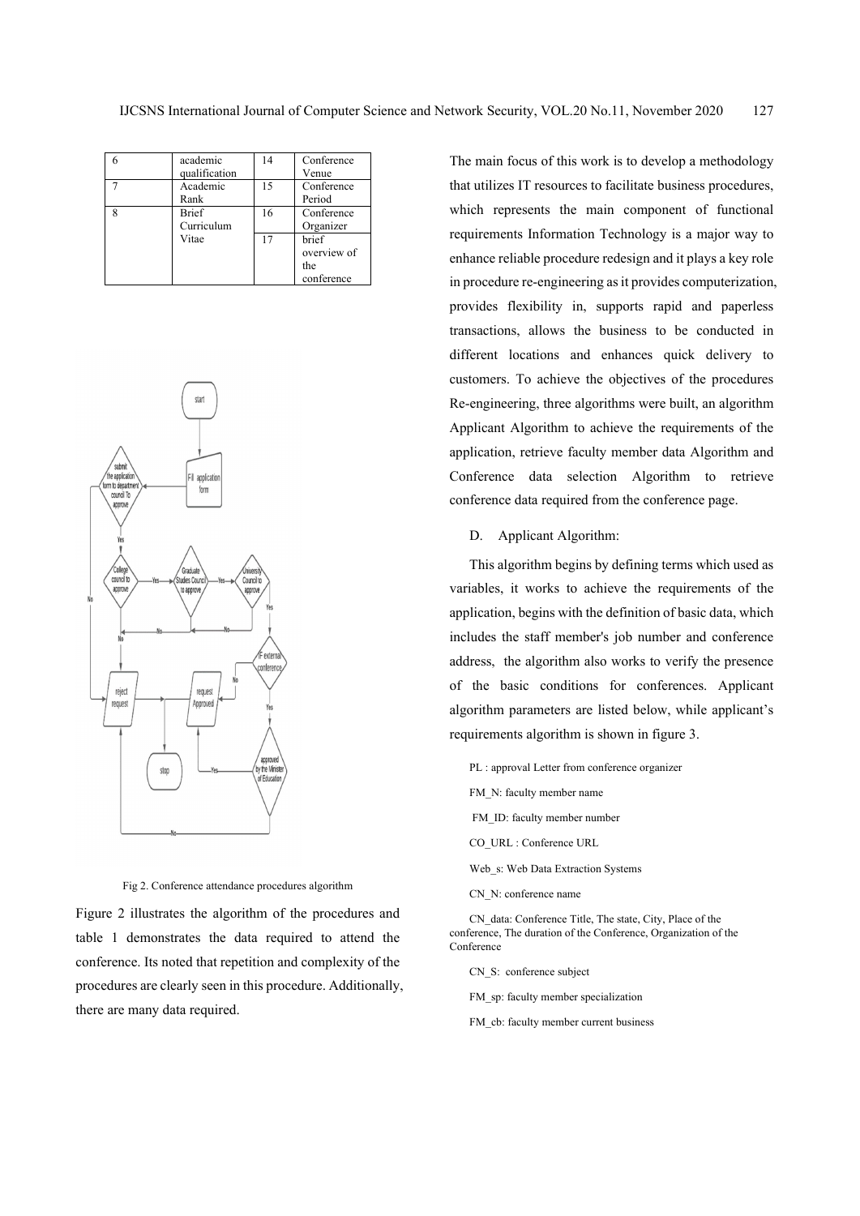| 6 | academic qualification | 14 | Conference Venue |
|---|---|---|---|
| 7 | Academic Rank | 15 | Conference Period |
| 8 | Brief Curriculum Vitae | 16 | Conference Organizer |
| | | 17 | brief overview of the conference |

Fig 2. Conference attendance procedures algorithm

Figure 2 illustrates the algorithm of the procedures and table 1 demonstrates the data required to attend the conference. Its noted that repetition and complexity of the procedures are clearly seen in this procedure. Additionally, there are many data required.

The main focus of this work is to develop a methodology that utilizes IT resources to facilitate business procedures, which represents the main component of functional requirements Information Technology is a major way to enhance reliable procedure redesign and it plays a key role in procedure re-engineering as it provides computerization, provides flexibility in, supports rapid and paperless transactions, allows the business to be conducted in different locations and enhances quick delivery to customers. To achieve the objectives of the procedures Re-engineering, three algorithms were built, an algorithm Applicant Algorithm to achieve the requirements of the application, retrieve faculty member data Algorithm and Conference data selection Algorithm to retrieve conference data required from the conference page.

### D. Applicant Algorithm:

This algorithm begins by defining terms which used as variables, it works to achieve the requirements of the application, begins with the definition of basic data, which includes the staff member's job number and conference address, the algorithm also works to verify the presence of the basic conditions for conferences. Applicant algorithm parameters are listed below, while applicant's requirements algorithm is shown in figure 3.

PL : approval Letter from conference organizer

FM_N: faculty member name

FM_ID: faculty member number

CO_URL : Conference URL

Web_s: Web Data Extraction Systems

CN_N: conference name

CN_data: Conference Title, The state, City, Place of the conference, The duration of the Conference, Organization of the Conference

CN_S: conference subject

FM_sp: faculty member specialization

FM_cb: faculty member current business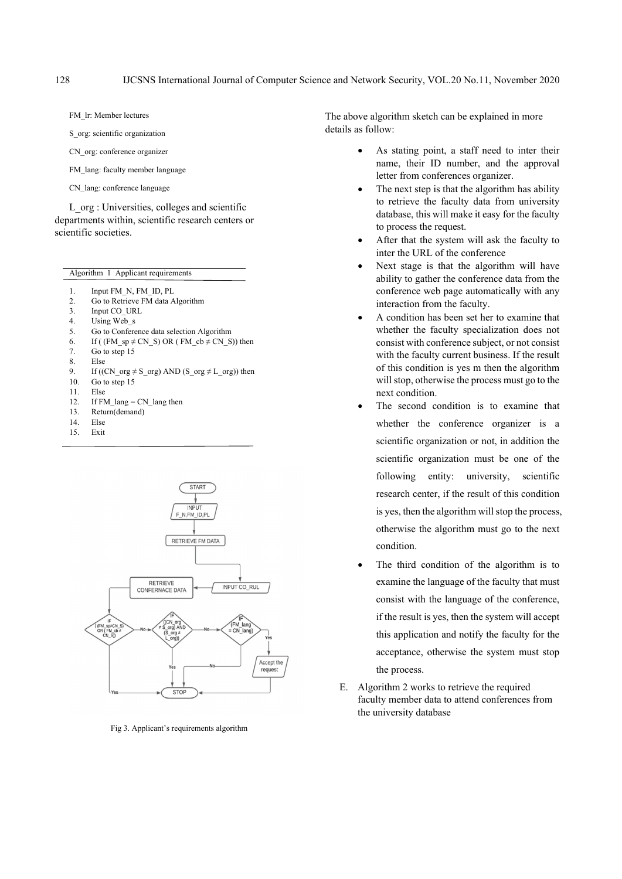FM_lr: Member lectures

S_org: scientific organization

CN_org: conference organizer

FM_lang: faculty member language

CN_lang: conference language

L_org : Universities, colleges and scientific departments within, scientific research centers or scientific societies.

Algorithm 1 Applicant requirements

1. Input FM_N, FM_ID, PL
2. Go to Retrieve FM data Algorithm
3. Input CO_URL
4. Using Web_s
5. Go to Conference data selection Algorithm
6. If ( (FM_sp ≠ CN_S) OR ( FM_cb ≠ CN_S)) then
7. Go to step 15
8. Else
9. If ((CN_org ≠ S_org) AND (S_org ≠ L_org)) then
10. Go to step 15
11. Else
12. If FM_lang = CN_lang then
13. Return(demand)
14. Else
15. Exit

Fig 3. Applicant's requirements algorithm

The above algorithm sketch can be explained in more details as follow:

- As stating point, a staff need to inter their name, their ID number, and the approval letter from conferences organizer.
- The next step is that the algorithm has ability to retrieve the faculty data from university database, this will make it easy for the faculty to process the request.
- After that the system will ask the faculty to inter the URL of the conference
- Next stage is that the algorithm will have ability to gather the conference data from the conference web page automatically with any interaction from the faculty.
- A condition has been set her to examine that whether the faculty specialization does not consist with conference subject, or not consist with the faculty current business. If the result of this condition is yes m then the algorithm will stop, otherwise the process must go to the next condition.
- The second condition is to examine that whether the conference organizer is a scientific organization or not, in addition the scientific organization must be one of the following entity: university, scientific research center, if the result of this condition is yes, then the algorithm will stop the process, otherwise the algorithm must go to the next condition.
- The third condition of the algorithm is to examine the language of the faculty that must consist with the language of the conference, if the result is yes, then the system will accept this application and notify the faculty for the acceptance, otherwise the system must stop the process.

E. Algorithm 2 works to retrieve the required faculty member data to attend conferences from the university database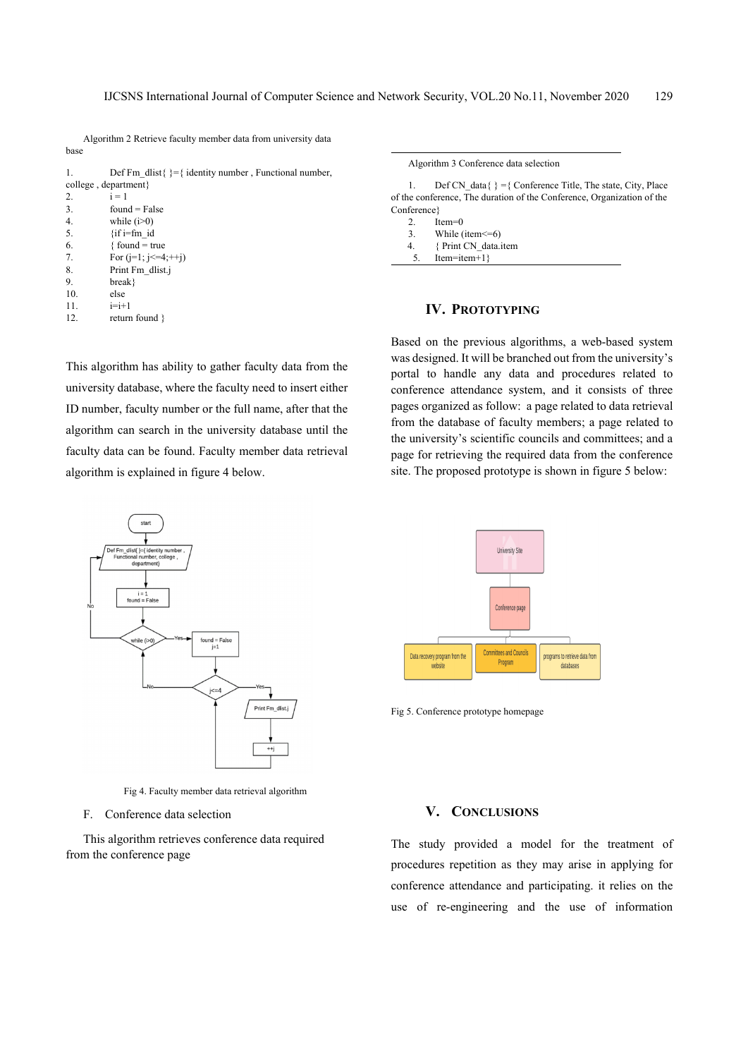Algorithm 2 Retrieve faculty member data from university data base

```
1.    Def Fm_dlist{ }={ identity number , Functional number, college , department}
2.    i = 1
3.    found = False
4.    while (i>0)
5.    {if i=fm_id
6.    { found = true
7.    For (j=1; j<=4;++j)
8.    Print Fm_dlist.j
9.    break}
10.   else
11.   i=i+1
12.   return found }
```

This algorithm has ability to gather faculty data from the university database, where the faculty need to insert either ID number, faculty number or the full name, after that the algorithm can search in the university database until the faculty data can be found. Faculty member data retrieval algorithm is explained in figure 4 below.

Fig 4. Faculty member data retrieval algorithm

### F. Conference data selection

This algorithm retrieves conference data required from the conference page

Algorithm 3 Conference data selection

```
1.    Def CN_data{ } ={ Conference Title, The state, City, Place of the conference, The duration of the Conference, Organization of the Conference}
2.    Item=0
3.    While (item<=6)
4.    { Print CN_data.item
5.    Item=item+1}
```

## IV. Prototyping

Based on the previous algorithms, a web-based system was designed. It will be branched out from the university's portal to handle any data and procedures related to conference attendance system, and it consists of three pages organized as follow: a page related to data retrieval from the database of faculty members; a page related to the university's scientific councils and committees; and a page for retrieving the required data from the conference site. The proposed prototype is shown in figure 5 below:

Fig 5. Conference prototype homepage

## V. Conclusions

The study provided a model for the treatment of procedures repetition as they may arise in applying for conference attendance and participating. it relies on the use of re-engineering and the use of information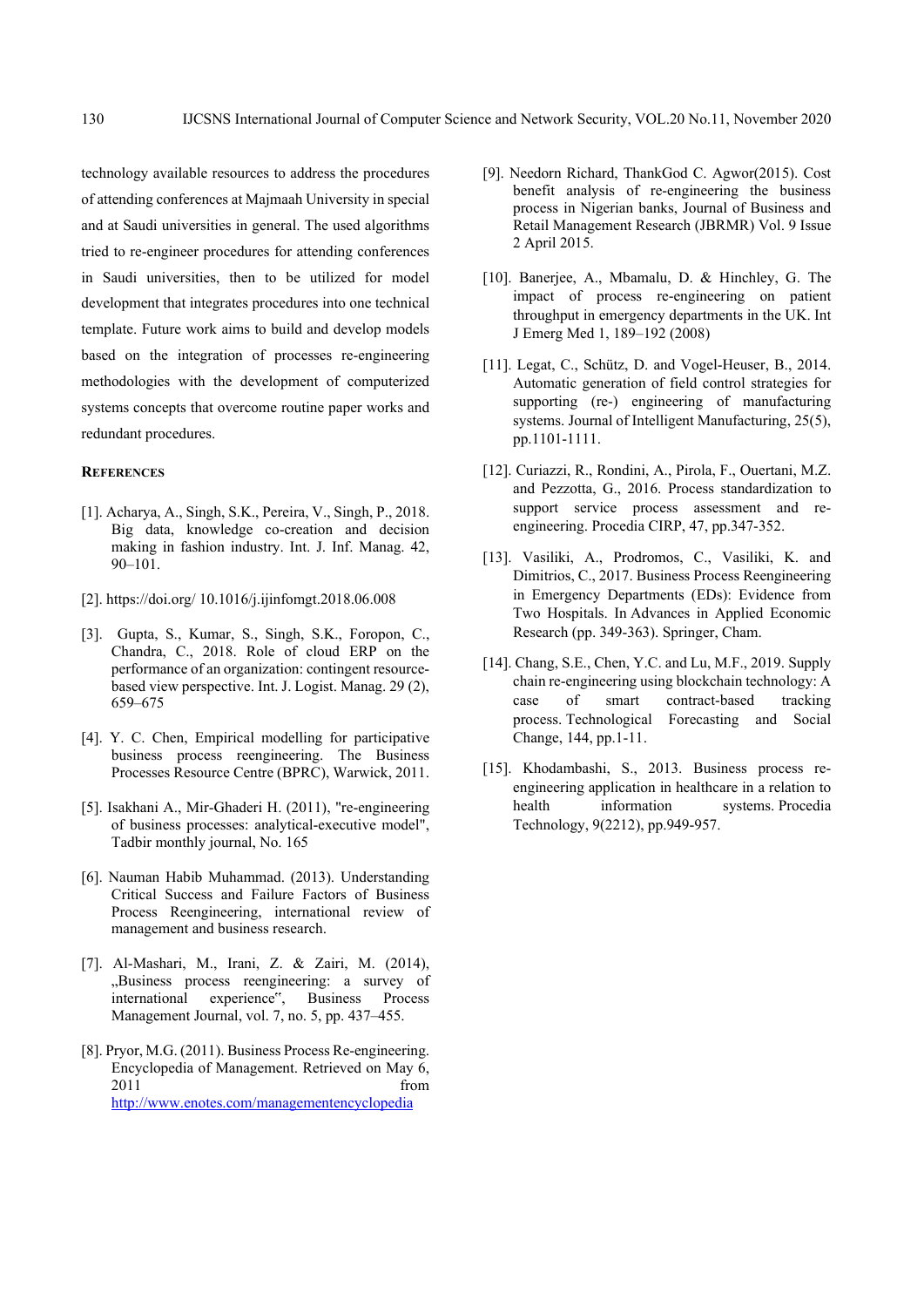technology available resources to address the procedures of attending conferences at Majmaah University in special and at Saudi universities in general. The used algorithms tried to re-engineer procedures for attending conferences in Saudi universities, then to be utilized for model development that integrates procedures into one technical template. Future work aims to build and develop models based on the integration of processes re-engineering methodologies with the development of computerized systems concepts that overcome routine paper works and redundant procedures.

## References

[1]. Acharya, A., Singh, S.K., Pereira, V., Singh, P., 2018. Big data, knowledge co-creation and decision making in fashion industry. Int. J. Inf. Manag. 42, 90–101.

[2]. https://doi.org/ 10.1016/j.ijinfomgt.2018.06.008

[3]. Gupta, S., Kumar, S., Singh, S.K., Foropon, C., Chandra, C., 2018. Role of cloud ERP on the performance of an organization: contingent resource-based view perspective. Int. J. Logist. Manag. 29 (2), 659–675

[4]. Y. C. Chen, Empirical modelling for participative business process reengineering. The Business Processes Resource Centre (BPRC), Warwick, 2011.

[5]. Isakhani A., Mir-Ghaderi H. (2011), "re-engineering of business processes: analytical-executive model", Tadbir monthly journal, No. 165

[6]. Nauman Habib Muhammad. (2013). Understanding Critical Success and Failure Factors of Business Process Reengineering, international review of management and business research.

[7]. Al-Mashari, M., Irani, Z. & Zairi, M. (2014), „Business process reengineering: a survey of international experience‟, Business Process Management Journal, vol. 7, no. 5, pp. 437–455.

[8]. Pryor, M.G. (2011). Business Process Re-engineering. Encyclopedia of Management. Retrieved on May 6, 2011 from http://www.enotes.com/managementencyclopedia

[9]. Needorn Richard, ThankGod C. Agwor(2015). Cost benefit analysis of re-engineering the business process in Nigerian banks, Journal of Business and Retail Management Research (JBRMR) Vol. 9 Issue 2 April 2015.

[10]. Banerjee, A., Mbamalu, D. & Hinchley, G. The impact of process re-engineering on patient throughput in emergency departments in the UK. Int J Emerg Med 1, 189–192 (2008)

[11]. Legat, C., Schütz, D. and Vogel-Heuser, B., 2014. Automatic generation of field control strategies for supporting (re-) engineering of manufacturing systems. Journal of Intelligent Manufacturing, 25(5), pp.1101-1111.

[12]. Curiazzi, R., Rondini, A., Pirola, F., Ouertani, M.Z. and Pezzotta, G., 2016. Process standardization to support service process assessment and re-engineering. Procedia CIRP, 47, pp.347-352.

[13]. Vasiliki, A., Prodromos, C., Vasiliki, K. and Dimitrios, C., 2017. Business Process Reengineering in Emergency Departments (EDs): Evidence from Two Hospitals. In Advances in Applied Economic Research (pp. 349-363). Springer, Cham.

[14]. Chang, S.E., Chen, Y.C. and Lu, M.F., 2019. Supply chain re-engineering using blockchain technology: A case of smart contract-based tracking process. Technological Forecasting and Social Change, 144, pp.1-11.

[15]. Khodambashi, S., 2013. Business process re-engineering application in healthcare in a relation to health information systems. Procedia Technology, 9(2212), pp.949-957.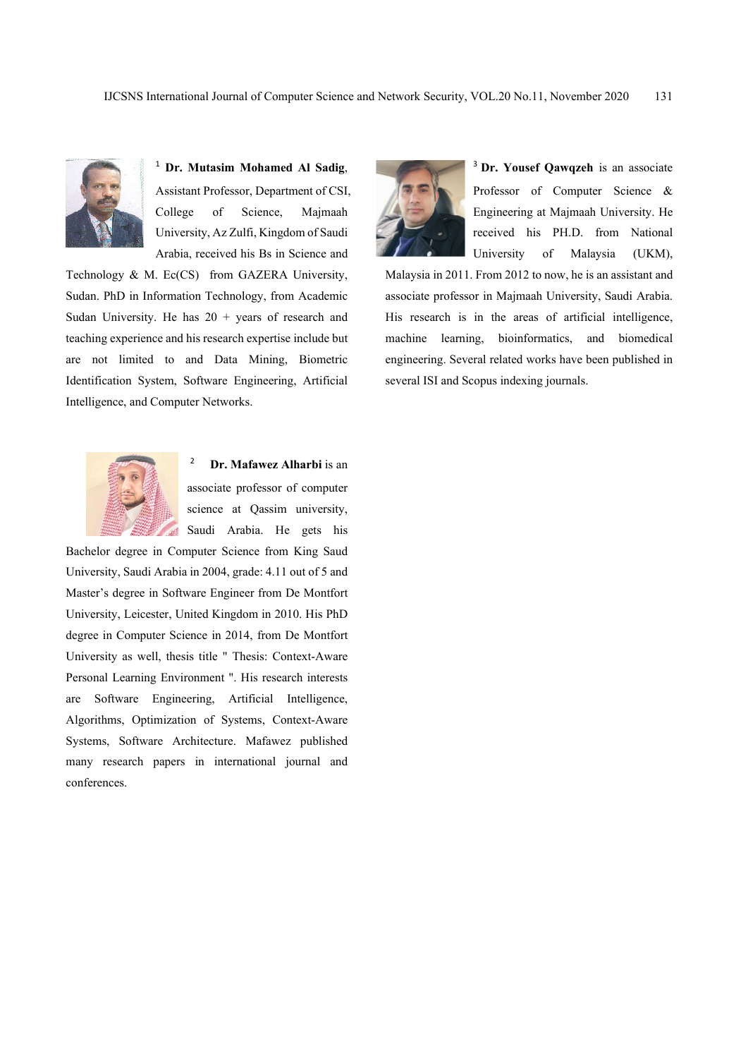[1] **Dr. Mutasim Mohamed Al Sadig**, Assistant Professor, Department of CSI, College of Science, Majmaah University, Az Zulfi, Kingdom of Saudi Arabia, received his Bs in Science and Technology & M. Ec(CS) from GAZERA University, Sudan. PhD in Information Technology, from Academic Sudan University. He has 20 + years of research and teaching experience and his research expertise include but are not limited to and Data Mining, Biometric Identification System, Software Engineering, Artificial Intelligence, and Computer Networks.

[2] **Dr. Mafawez Alharbi** is an associate professor of computer science at Qassim university, Saudi Arabia. He gets his Bachelor degree in Computer Science from King Saud University, Saudi Arabia in 2004, grade: 4.11 out of 5 and Master's degree in Software Engineer from De Montfort University, Leicester, United Kingdom in 2010. His PhD degree in Computer Science in 2014, from De Montfort University as well, thesis title " Thesis: Context-Aware Personal Learning Environment ". His research interests are Software Engineering, Artificial Intelligence, Algorithms, Optimization of Systems, Context-Aware Systems, Software Architecture. Mafawez published many research papers in international journal and conferences.

[3] **Dr. Yousef Qawqzeh** is an associate Professor of Computer Science & Engineering at Majmaah University. He received his PH.D. from National University of Malaysia (UKM), Malaysia in 2011. From 2012 to now, he is an assistant and associate professor in Majmaah University, Saudi Arabia. His research is in the areas of artificial intelligence, machine learning, bioinformatics, and biomedical engineering. Several related works have been published in several ISI and Scopus indexing journals.